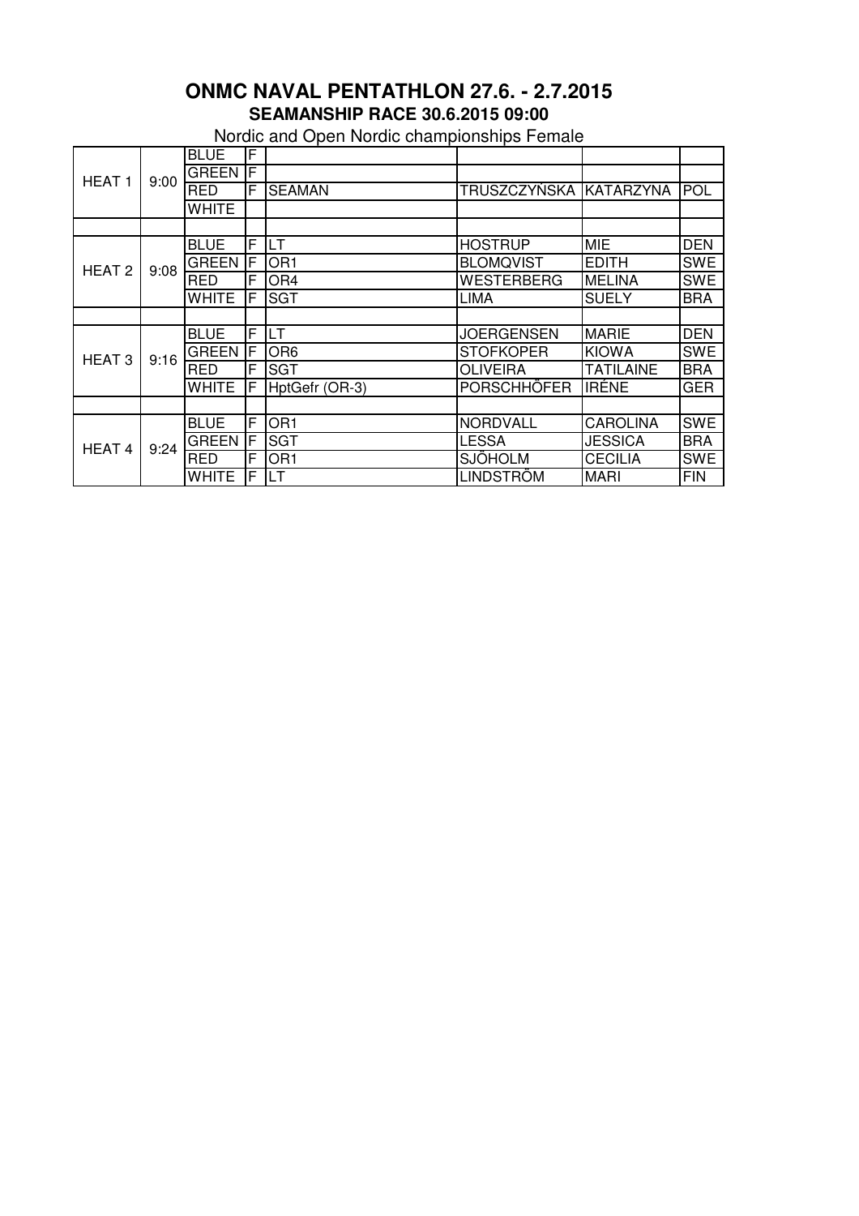# ONMC NAVAL PENTATHLON 27.6. - 2.7.2015

## SEAMANSHIP RACE 30.6.2015 09:00

Nordic and Open Nordic championships Female

| | | | | | | | |
|---|---|---|---|---|---|---|---|
| HEAT 1 | 9:00 | BLUE | F | | | | |
| | | GREEN | F | | | | |
| | | RED | F | SEAMAN | TRUSZCZYŃSKA | KATARZYNA | POL |
| | | WHITE | | | | | |
| | | | | | | | |
| HEAT 2 | 9:08 | BLUE | F | LT | HOSTRUP | MIE | DEN |
| | | GREEN | F | OR1 | BLOMQVIST | EDITH | SWE |
| | | RED | F | OR4 | WESTERBERG | MELINA | SWE |
| | | WHITE | F | SGT | LIMA | SUELY | BRA |
| | | | | | | | |
| HEAT 3 | 9:16 | BLUE | F | LT | JOERGENSEN | MARIE | DEN |
| | | GREEN | F | OR6 | STOFKOPER | KIOWA | SWE |
| | | RED | F | SGT | OLIVEIRA | TATILAINE | BRA |
| | | WHITE | F | HptGefr (OR-3) | PORSCHHÖFER | IRÉNE | GER |
| | | | | | | | |
| HEAT 4 | 9:24 | BLUE | F | OR1 | NORDVALL | CAROLINA | SWE |
| | | GREEN | F | SGT | LESSA | JESSICA | BRA |
| | | RED | F | OR1 | SJÖHOLM | CECILIA | SWE |
| | | WHITE | F | LT | LINDSTRÖM | MARI | FIN |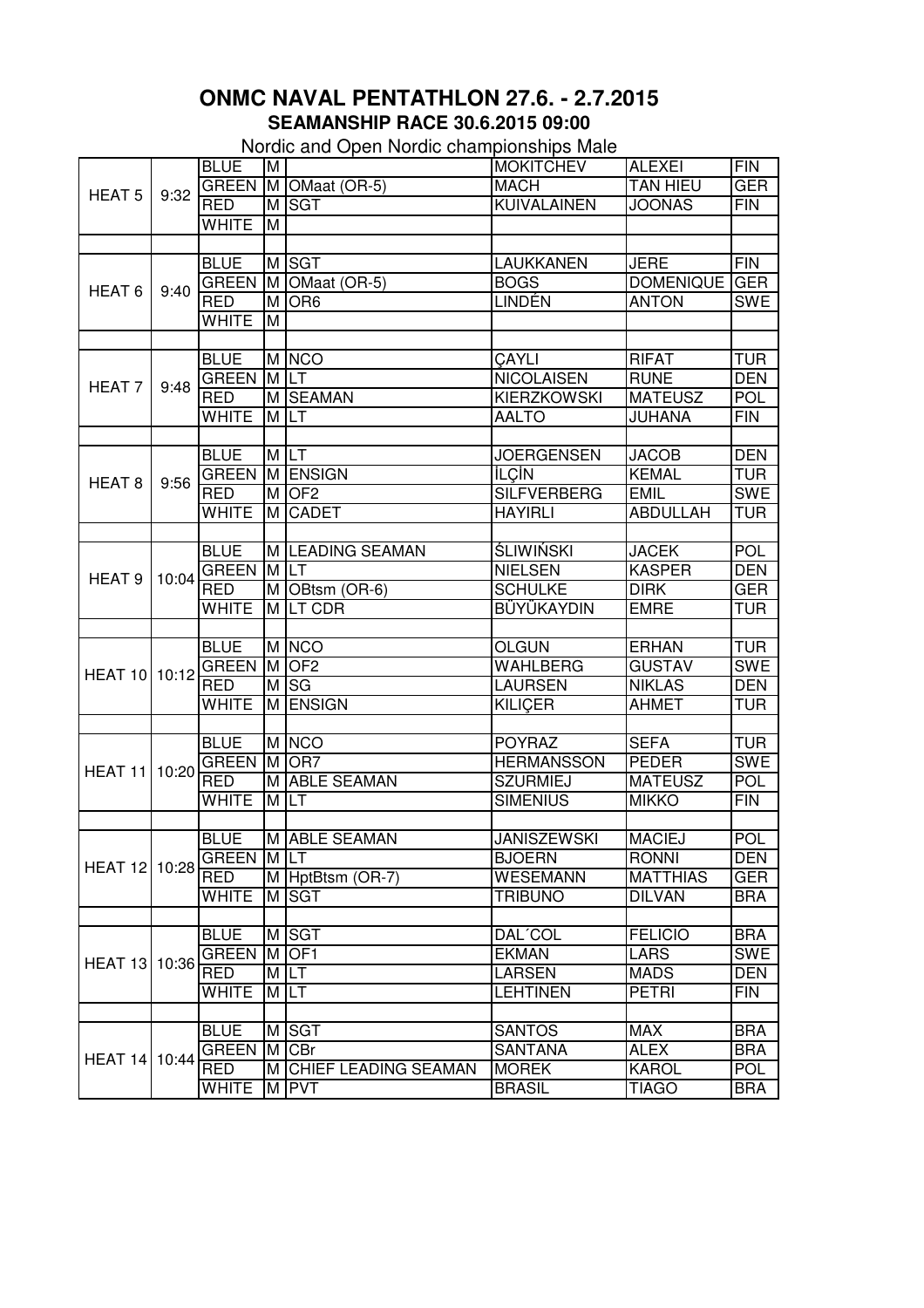# ONMC NAVAL PENTATHLON 27.6. - 2.7.2015

## SEAMANSHIP RACE 30.6.2015 09:00

Nordic and Open Nordic championships Male

| | | | | | | | |
|---|---|---|---|---|---|---|---|
| HEAT 5 | 9:32 | BLUE | M | | MOKITCHEV | ALEXEI | FIN |
| | | GREEN | M | OMaat (OR-5) | MACH | TAN HIEU | GER |
| | | RED | M | SGT | KUIVALAINEN | JOONAS | FIN |
| | | WHITE | M | | | | |
| | | | | | | | |
| HEAT 6 | 9:40 | BLUE | M | SGT | LAUKKANEN | JERE | FIN |
| | | GREEN | M | OMaat (OR-5) | BOGS | DOMENIQUE | GER |
| | | RED | M | OR6 | LINDÉN | ANTON | SWE |
| | | WHITE | M | | | | |
| | | | | | | | |
| HEAT 7 | 9:48 | BLUE | M | NCO | ÇAYLI | RIFAT | TUR |
| | | GREEN | M | LT | NICOLAISEN | RUNE | DEN |
| | | RED | M | SEAMAN | KIERZKOWSKI | MATEUSZ | POL |
| | | WHITE | M | LT | AALTO | JUHANA | FIN |
| | | | | | | | |
| HEAT 8 | 9:56 | BLUE | M | LT | JOERGENSEN | JACOB | DEN |
| | | GREEN | M | ENSIGN | İLÇİN | KEMAL | TUR |
| | | RED | M | OF2 | SILFVERBERG | EMIL | SWE |
| | | WHITE | M | CADET | HAYIRLI | ABDULLAH | TUR |
| | | | | | | | |
| HEAT 9 | 10:04 | BLUE | M | LEADING SEAMAN | ŚLIWIŃSKI | JACEK | POL |
| | | GREEN | M | LT | NIELSEN | KASPER | DEN |
| | | RED | M | OBtsm (OR-6) | SCHULKE | DIRK | GER |
| | | WHITE | M | LT CDR | BÜYÜKAYDIN | EMRE | TUR |
| | | | | | | | |
| HEAT 10 | 10:12 | BLUE | M | NCO | OLGUN | ERHAN | TUR |
| | | GREEN | M | OF2 | WAHLBERG | GUSTAV | SWE |
| | | RED | M | SG | LAURSEN | NIKLAS | DEN |
| | | WHITE | M | ENSIGN | KILIÇER | AHMET | TUR |
| | | | | | | | |
| HEAT 11 | 10:20 | BLUE | M | NCO | POYRAZ | SEFA | TUR |
| | | GREEN | M | OR7 | HERMANSSON | PEDER | SWE |
| | | RED | M | ABLE SEAMAN | SZURMIEJ | MATEUSZ | POL |
| | | WHITE | M | LT | SIMENIUS | MIKKO | FIN |
| | | | | | | | |
| HEAT 12 | 10:28 | BLUE | M | ABLE SEAMAN | JANISZEWSKI | MACIEJ | POL |
| | | GREEN | M | LT | BJOERN | RONNI | DEN |
| | | RED | M | HptBtsm (OR-7) | WESEMANN | MATTHIAS | GER |
| | | WHITE | M | SGT | TRIBUNO | DILVAN | BRA |
| | | | | | | | |
| HEAT 13 | 10:36 | BLUE | M | SGT | DAL´COL | FELICIO | BRA |
| | | GREEN | M | OF1 | EKMAN | LARS | SWE |
| | | RED | M | LT | LARSEN | MADS | DEN |
| | | WHITE | M | LT | LEHTINEN | PETRI | FIN |
| | | | | | | | |
| HEAT 14 | 10:44 | BLUE | M | SGT | SANTOS | MAX | BRA |
| | | GREEN | M | CBr | SANTANA | ALEX | BRA |
| | | RED | M | CHIEF LEADING SEAMAN | MOREK | KAROL | POL |
| | | WHITE | M | PVT | BRASIL | TIAGO | BRA |